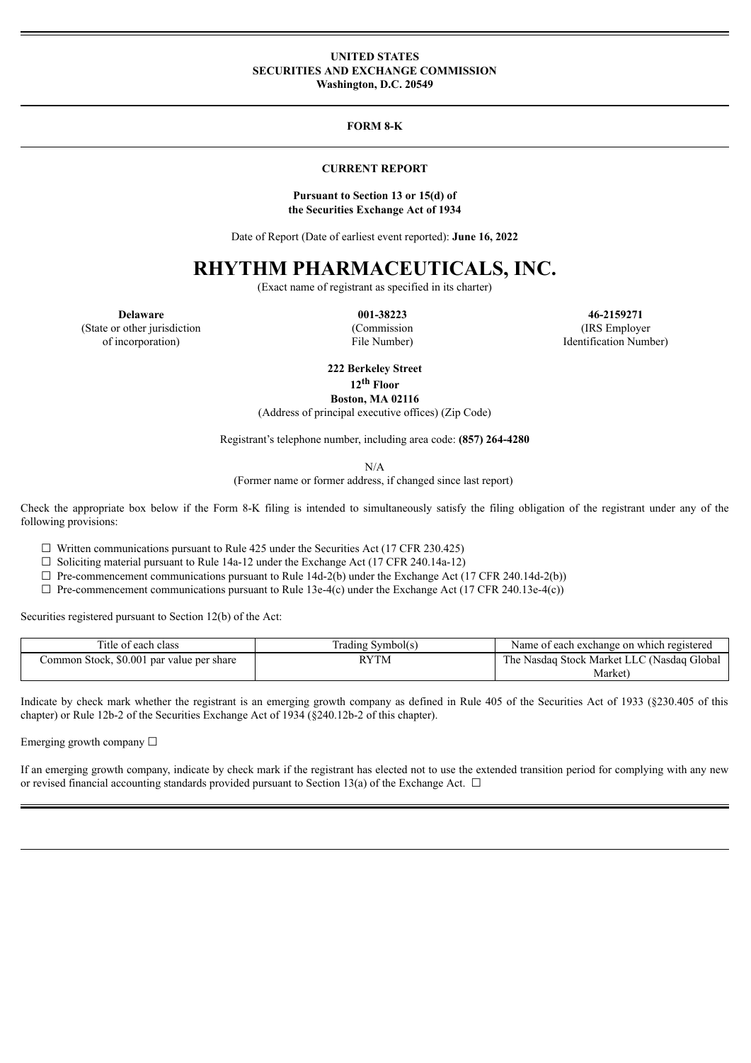**UNITED STATES**
**SECURITIES AND EXCHANGE COMMISSION**
**Washington, D.C. 20549**

**FORM 8-K**

**CURRENT REPORT**

**Pursuant to Section 13 or 15(d) of**
**the Securities Exchange Act of 1934**

Date of Report (Date of earliest event reported): **June 16, 2022**

# RHYTHM PHARMACEUTICALS, INC.

(Exact name of registrant as specified in its charter)

| **Delaware** | **001-38223** | **46-2159271** |
|---|---|---|
| (State or other jurisdiction of incorporation) | (Commission File Number) | (IRS Employer Identification Number) |

**222 Berkeley Street**
**12th Floor**
**Boston, MA 02116**
(Address of principal executive offices) (Zip Code)

Registrant's telephone number, including area code: **(857) 264-4280**

N/A
(Former name or former address, if changed since last report)

Check the appropriate box below if the Form 8-K filing is intended to simultaneously satisfy the filing obligation of the registrant under any of the following provisions:

☐ Written communications pursuant to Rule 425 under the Securities Act (17 CFR 230.425)
☐ Soliciting material pursuant to Rule 14a-12 under the Exchange Act (17 CFR 240.14a-12)
☐ Pre-commencement communications pursuant to Rule 14d-2(b) under the Exchange Act (17 CFR 240.14d-2(b))
☐ Pre-commencement communications pursuant to Rule 13e-4(c) under the Exchange Act (17 CFR 240.13e-4(c))

Securities registered pursuant to Section 12(b) of the Act:

| Title of each class | Trading Symbol(s) | Name of each exchange on which registered |
|---|---|---|
| Common Stock, $0.001 par value per share | RYTM | The Nasdaq Stock Market LLC (Nasdaq Global Market) |

Indicate by check mark whether the registrant is an emerging growth company as defined in Rule 405 of the Securities Act of 1933 (§230.405 of this chapter) or Rule 12b-2 of the Securities Exchange Act of 1934 (§240.12b-2 of this chapter).

Emerging growth company ☐

If an emerging growth company, indicate by check mark if the registrant has elected not to use the extended transition period for complying with any new or revised financial accounting standards provided pursuant to Section 13(a) of the Exchange Act. ☐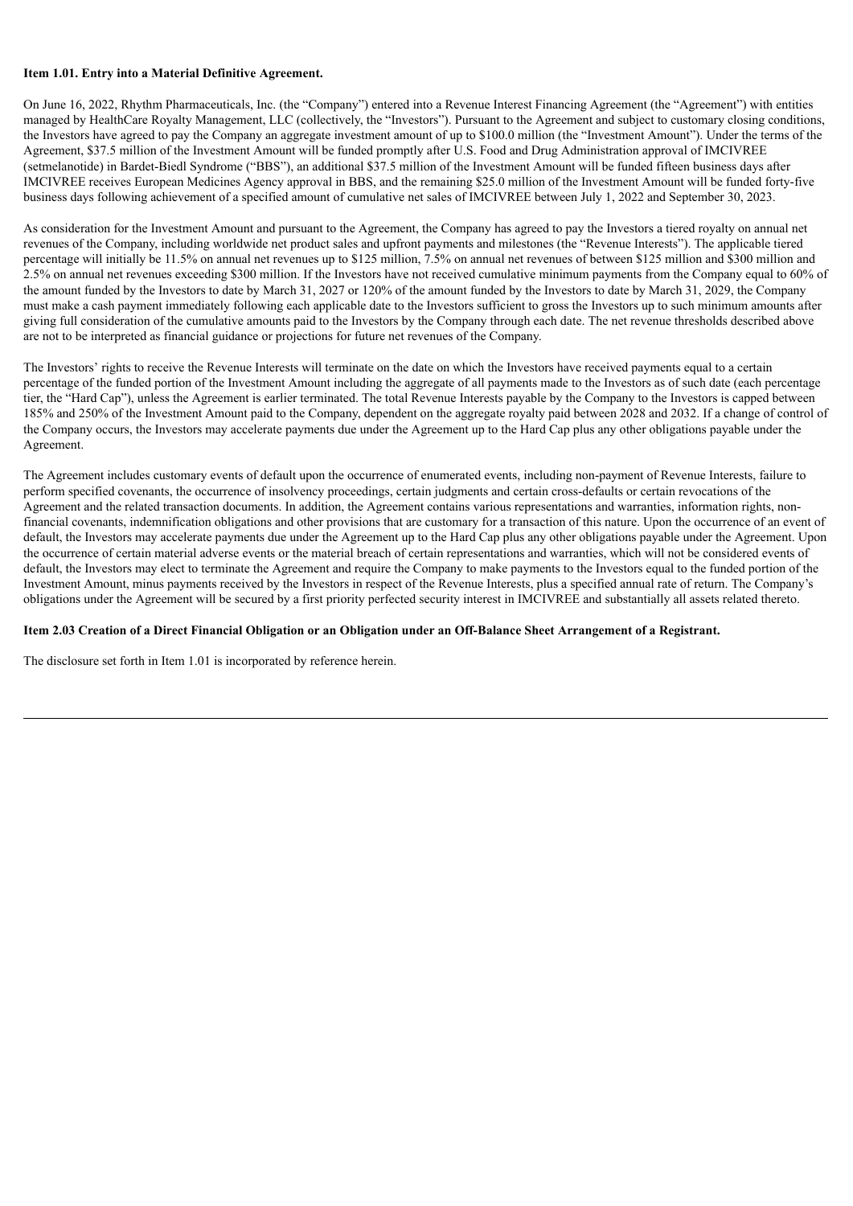**Item 1.01. Entry into a Material Definitive Agreement.**

On June 16, 2022, Rhythm Pharmaceuticals, Inc. (the "Company") entered into a Revenue Interest Financing Agreement (the "Agreement") with entities managed by HealthCare Royalty Management, LLC (collectively, the "Investors"). Pursuant to the Agreement and subject to customary closing conditions, the Investors have agreed to pay the Company an aggregate investment amount of up to $100.0 million (the "Investment Amount"). Under the terms of the Agreement, $37.5 million of the Investment Amount will be funded promptly after U.S. Food and Drug Administration approval of IMCIVREE (setmelanotide) in Bardet-Biedl Syndrome ("BBS"), an additional $37.5 million of the Investment Amount will be funded fifteen business days after IMCIVREE receives European Medicines Agency approval in BBS, and the remaining $25.0 million of the Investment Amount will be funded forty-five business days following achievement of a specified amount of cumulative net sales of IMCIVREE between July 1, 2022 and September 30, 2023.

As consideration for the Investment Amount and pursuant to the Agreement, the Company has agreed to pay the Investors a tiered royalty on annual net revenues of the Company, including worldwide net product sales and upfront payments and milestones (the "Revenue Interests"). The applicable tiered percentage will initially be 11.5% on annual net revenues up to $125 million, 7.5% on annual net revenues of between $125 million and $300 million and 2.5% on annual net revenues exceeding $300 million. If the Investors have not received cumulative minimum payments from the Company equal to 60% of the amount funded by the Investors to date by March 31, 2027 or 120% of the amount funded by the Investors to date by March 31, 2029, the Company must make a cash payment immediately following each applicable date to the Investors sufficient to gross the Investors up to such minimum amounts after giving full consideration of the cumulative amounts paid to the Investors by the Company through each date. The net revenue thresholds described above are not to be interpreted as financial guidance or projections for future net revenues of the Company.

The Investors' rights to receive the Revenue Interests will terminate on the date on which the Investors have received payments equal to a certain percentage of the funded portion of the Investment Amount including the aggregate of all payments made to the Investors as of such date (each percentage tier, the "Hard Cap"), unless the Agreement is earlier terminated. The total Revenue Interests payable by the Company to the Investors is capped between 185% and 250% of the Investment Amount paid to the Company, dependent on the aggregate royalty paid between 2028 and 2032. If a change of control of the Company occurs, the Investors may accelerate payments due under the Agreement up to the Hard Cap plus any other obligations payable under the Agreement.

The Agreement includes customary events of default upon the occurrence of enumerated events, including non-payment of Revenue Interests, failure to perform specified covenants, the occurrence of insolvency proceedings, certain judgments and certain cross-defaults or certain revocations of the Agreement and the related transaction documents. In addition, the Agreement contains various representations and warranties, information rights, non-financial covenants, indemnification obligations and other provisions that are customary for a transaction of this nature. Upon the occurrence of an event of default, the Investors may accelerate payments due under the Agreement up to the Hard Cap plus any other obligations payable under the Agreement. Upon the occurrence of certain material adverse events or the material breach of certain representations and warranties, which will not be considered events of default, the Investors may elect to terminate the Agreement and require the Company to make payments to the Investors equal to the funded portion of the Investment Amount, minus payments received by the Investors in respect of the Revenue Interests, plus a specified annual rate of return. The Company's obligations under the Agreement will be secured by a first priority perfected security interest in IMCIVREE and substantially all assets related thereto.

**Item 2.03 Creation of a Direct Financial Obligation or an Obligation under an Off-Balance Sheet Arrangement of a Registrant.**

The disclosure set forth in Item 1.01 is incorporated by reference herein.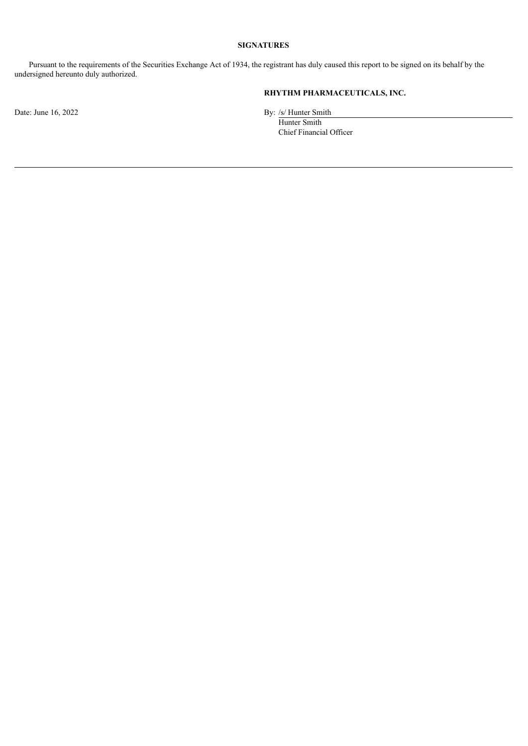## SIGNATURES

Pursuant to the requirements of the Securities Exchange Act of 1934, the registrant has duly caused this report to be signed on its behalf by the undersigned hereunto duly authorized.

**RHYTHM PHARMACEUTICALS, INC.**

Date: June 16, 2022

By: /s/ Hunter Smith
Hunter Smith
Chief Financial Officer